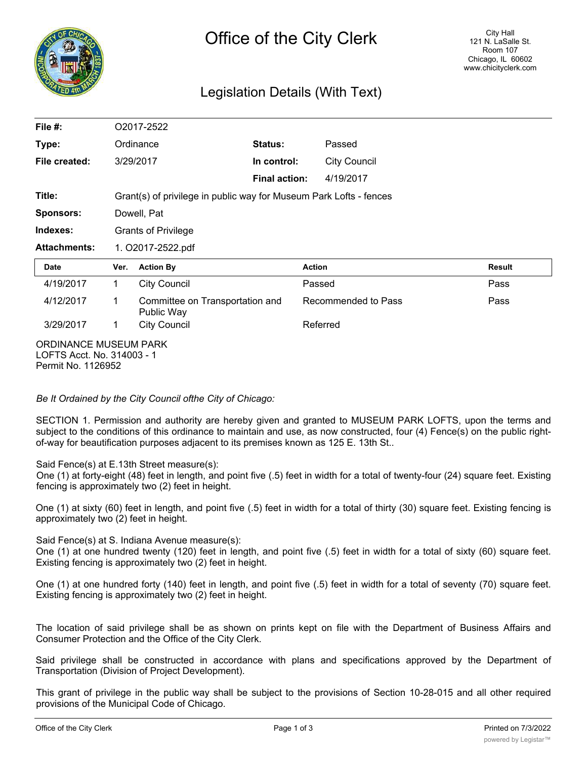# Office of the City Clerk

City Hall
121 N. LaSalle St.
Room 107
Chicago, IL 60602
www.chicityclerk.com

## Legislation Details (With Text)

| | | | |
|---|---|---|---|
| **File #:** | O2017-2522 | | |
| **Type:** | Ordinance | **Status:** | Passed |
| **File created:** | 3/29/2017 | **In control:** | City Council |
| | | **Final action:** | 4/19/2017 |
| **Title:** | Grant(s) of privilege in public way for Museum Park Lofts - fences | | |
| **Sponsors:** | Dowell, Pat | | |
| **Indexes:** | Grants of Privilege | | |
| **Attachments:** | 1. O2017-2522.pdf | | |

| Date | Ver. | Action By | Action | Result |
|---|---|---|---|---|
| 4/19/2017 | 1 | City Council | Passed | Pass |
| 4/12/2017 | 1 | Committee on Transportation and Public Way | Recommended to Pass | Pass |
| 3/29/2017 | 1 | City Council | Referred | |

ORDINANCE MUSEUM PARK LOFTS Acct. No. 314003 - 1
Permit No. 1126952

*Be It Ordained by the City Council ofthe City of Chicago:*

SECTION 1. Permission and authority are hereby given and granted to MUSEUM PARK LOFTS, upon the terms and subject to the conditions of this ordinance to maintain and use, as now constructed, four (4) Fence(s) on the public right-of-way for beautification purposes adjacent to its premises known as 125 E. 13th St..

Said Fence(s) at E.13th Street measure(s):
One (1) at forty-eight (48) feet in length, and point five (.5) feet in width for a total of twenty-four (24) square feet. Existing fencing is approximately two (2) feet in height.

One (1) at sixty (60) feet in length, and point five (.5) feet in width for a total of thirty (30) square feet. Existing fencing is approximately two (2) feet in height.

Said Fence(s) at S. Indiana Avenue measure(s):
One (1) at one hundred twenty (120) feet in length, and point five (.5) feet in width for a total of sixty (60) square feet. Existing fencing is approximately two (2) feet in height.

One (1) at one hundred forty (140) feet in length, and point five (.5) feet in width for a total of seventy (70) square feet. Existing fencing is approximately two (2) feet in height.

The location of said privilege shall be as shown on prints kept on file with the Department of Business Affairs and Consumer Protection and the Office of the City Clerk.

Said privilege shall be constructed in accordance with plans and specifications approved by the Department of Transportation (Division of Project Development).

This grant of privilege in the public way shall be subject to the provisions of Section 10-28-015 and all other required provisions of the Municipal Code of Chicago.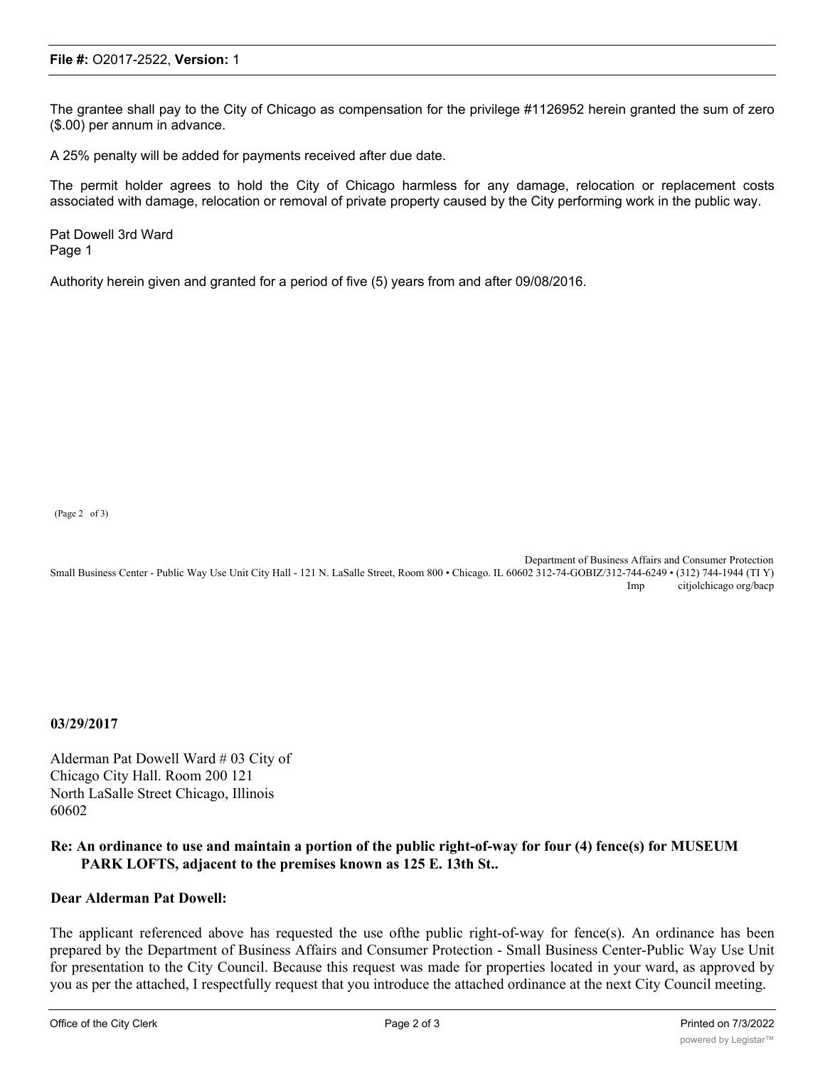The grantee shall pay to the City of Chicago as compensation for the privilege #1126952 herein granted the sum of zero ($.00) per annum in advance.

A 25% penalty will be added for payments received after due date.

The permit holder agrees to hold the City of Chicago harmless for any damage, relocation or replacement costs associated with damage, relocation or removal of private property caused by the City performing work in the public way.

Pat Dowell 3rd Ward
Page 1

Authority herein given and granted for a period of five (5) years from and after 09/08/2016.

(Page 2 of 3)

Department of Business Affairs and Consumer Protection
Small Business Center - Public Way Use Unit City Hall - 121 N. LaSalle Street, Room 800 • Chicago. IL 60602 312-74-GOBIZ/312-744-6249 • (312) 744-1944 (TI Y)
Imp citjolchicago org/bacp

**03/29/2017**

Alderman Pat Dowell Ward # 03 City of Chicago City Hall. Room 200 121 North LaSalle Street Chicago, Illinois 60602

**Re: An ordinance to use and maintain a portion of the public right-of-way for four (4) fence(s) for MUSEUM PARK LOFTS, adjacent to the premises known as 125 E. 13th St..**

**Dear Alderman Pat Dowell:**

The applicant referenced above has requested the use ofthe public right-of-way for fence(s). An ordinance has been prepared by the Department of Business Affairs and Consumer Protection - Small Business Center-Public Way Use Unit for presentation to the City Council. Because this request was made for properties located in your ward, as approved by you as per the attached, I respectfully request that you introduce the attached ordinance at the next City Council meeting.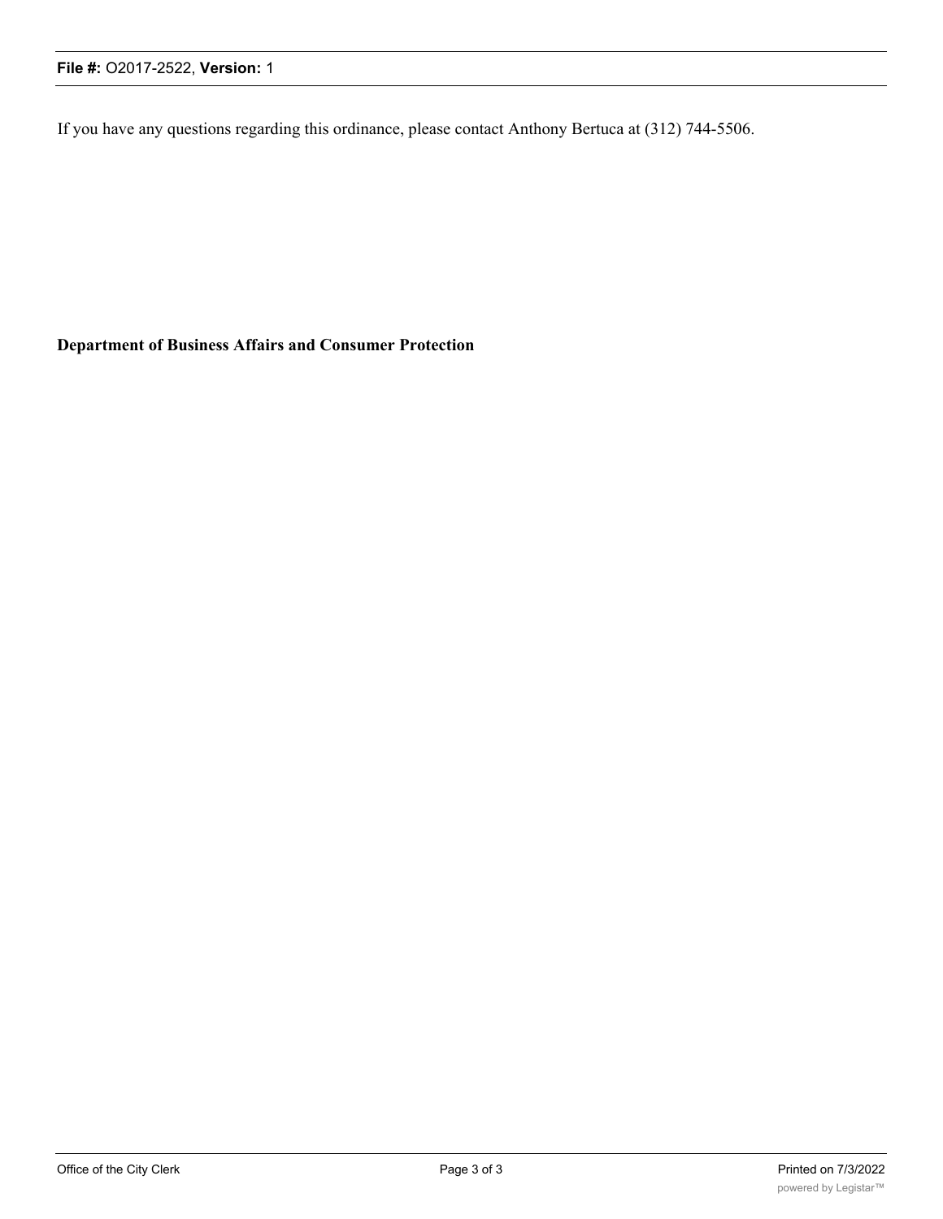If you have any questions regarding this ordinance, please contact Anthony Bertuca at (312) 744-5506.

**Department of Business Affairs and Consumer Protection**